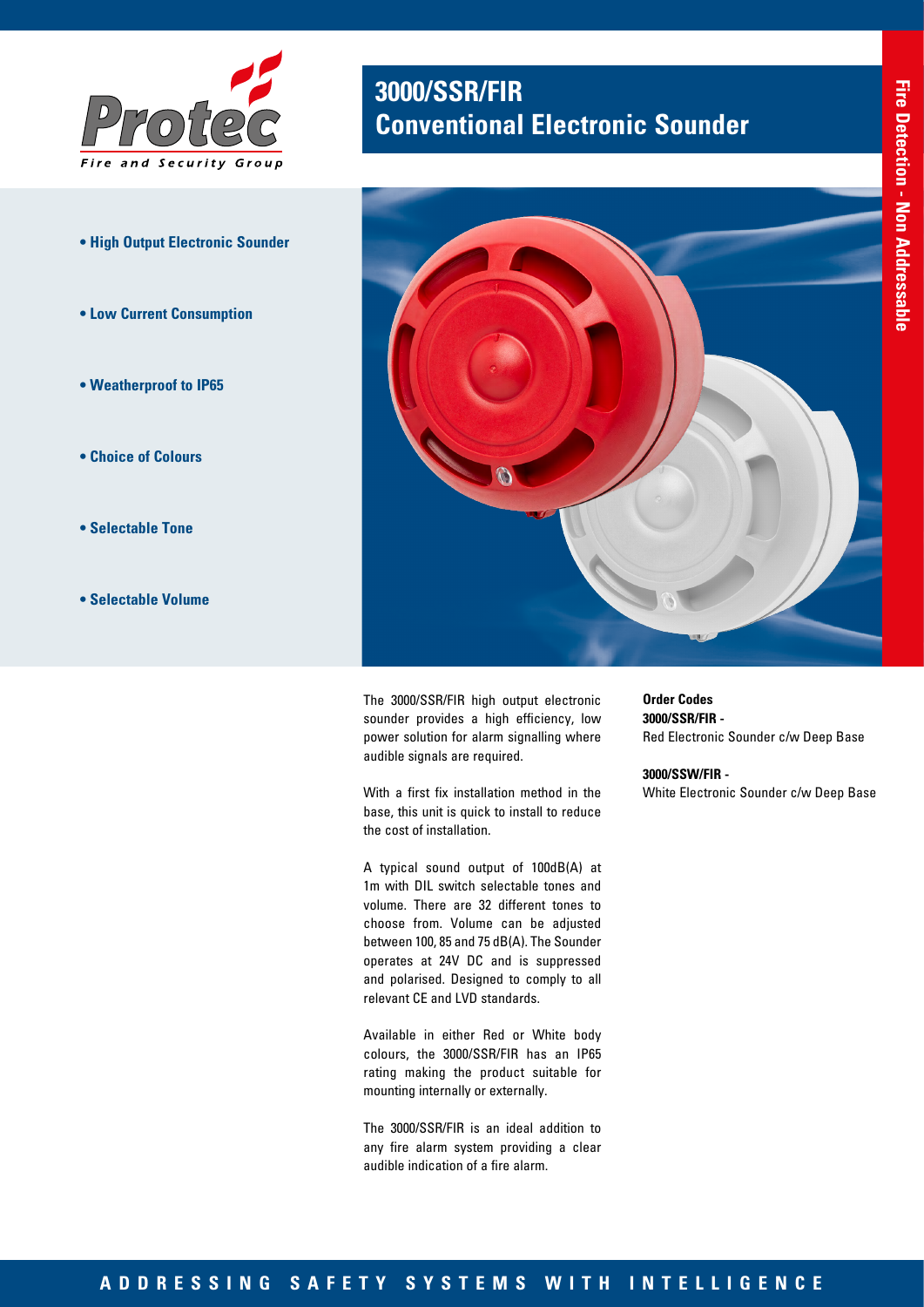Protec

Fire and Security Group

# 3000/SSR/FIR Conventional Electronic Sounder

Fire Detection - Non Addressable

- **High Output Electronic Sounder**
- **Low Current Consumption**
- **Weatherproof to IP65**
- **Choice of Colours**
- **Selectable Tone**
- **Selectable Volume**

The 3000/SSR/FIR high output electronic sounder provides a high efficiency, low power solution for alarm signalling where audible signals are required.

With a first fix installation method in the base, this unit is quick to install to reduce the cost of installation.

A typical sound output of 100dB(A) at 1m with DIL switch selectable tones and volume. There are 32 different tones to choose from. Volume can be adjusted between 100, 85 and 75 dB(A). The Sounder operates at 24V DC and is suppressed and polarised. Designed to comply to all relevant CE and LVD standards.

Available in either Red or White body colours, the 3000/SSR/FIR has an IP65 rating making the product suitable for mounting internally or externally.

The 3000/SSR/FIR is an ideal addition to any fire alarm system providing a clear audible indication of a fire alarm.

**Order Codes**

**3000/SSR/FIR -**
Red Electronic Sounder c/w Deep Base

**3000/SSW/FIR -**
White Electronic Sounder c/w Deep Base

ADDRESSING SAFETY SYSTEMS WITH INTELLIGENCE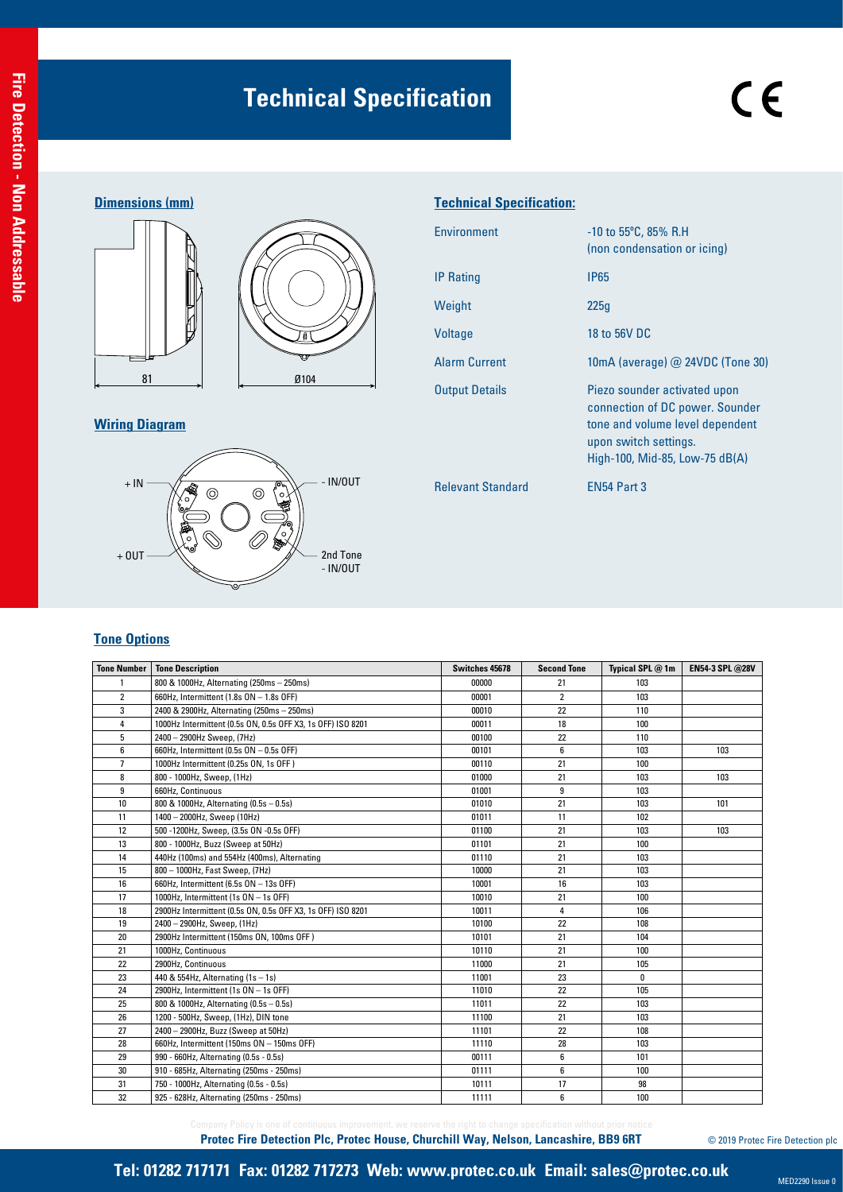# Technical Specification

CE

## Dimensions (mm)

81

Ø104

## Wiring Diagram

+ IN

- IN/OUT

+ OUT

2nd Tone
- IN/OUT

## Technical Specification:

| | |
|---|---|
| Environment | -10 to 55ºC, 85% R.H (non condensation or icing) |
| IP Rating | IP65 |
| Weight | 225g |
| Voltage | 18 to 56V DC |
| Alarm Current | 10mA (average) @ 24VDC (Tone 30) |
| Output Details | Piezo sounder activated upon connection of DC power. Sounder tone and volume level dependent upon switch settings. High-100, Mid-85, Low-75 dB(A) |
| Relevant Standard | EN54 Part 3 |

## Tone Options

| Tone Number | Tone Description | Switches 45678 | Second Tone | Typical SPL @ 1m | EN54-3 SPL @28V |
|---|---|---|---|---|---|
| 1 | 800 & 1000Hz, Alternating (250ms – 250ms) | 00000 | 21 | 103 | |
| 2 | 660Hz, Intermittent (1.8s ON – 1.8s OFF) | 00001 | 2 | 103 | |
| 3 | 2400 & 2900Hz, Alternating (250ms – 250ms) | 00010 | 22 | 110 | |
| 4 | 1000Hz Intermittent (0.5s ON, 0.5s OFF X3, 1s OFF) ISO 8201 | 00011 | 18 | 100 | |
| 5 | 2400 – 2900Hz Sweep, (7Hz) | 00100 | 22 | 110 | |
| 6 | 660Hz, Intermittent (0.5s ON – 0.5s OFF) | 00101 | 6 | 103 | 103 |
| 7 | 1000Hz Intermittent (0.25s ON, 1s OFF ) | 00110 | 21 | 100 | |
| 8 | 800 - 1000Hz, Sweep, (1Hz) | 01000 | 21 | 103 | 103 |
| 9 | 660Hz, Continuous | 01001 | 9 | 103 | |
| 10 | 800 & 1000Hz, Alternating (0.5s – 0.5s) | 01010 | 21 | 103 | 101 |
| 11 | 1400 – 2000Hz, Sweep (10Hz) | 01011 | 11 | 102 | |
| 12 | 500 -1200Hz, Sweep, (3.5s ON -0.5s OFF) | 01100 | 21 | 103 | 103 |
| 13 | 800 - 1000Hz, Buzz (Sweep at 50Hz) | 01101 | 21 | 100 | |
| 14 | 440Hz (100ms) and 554Hz (400ms), Alternating | 01110 | 21 | 103 | |
| 15 | 800 – 1000Hz, Fast Sweep, (7Hz) | 10000 | 21 | 103 | |
| 16 | 660Hz, Intermittent (6.5s ON – 13s OFF) | 10001 | 16 | 103 | |
| 17 | 1000Hz, Intermittent (1s ON – 1s OFF) | 10010 | 21 | 100 | |
| 18 | 2900Hz Intermittent (0.5s ON, 0.5s OFF X3, 1s OFF) ISO 8201 | 10011 | 4 | 106 | |
| 19 | 2400 – 2900Hz, Sweep, (1Hz) | 10100 | 22 | 108 | |
| 20 | 2900Hz Intermittent (150ms ON, 100ms OFF ) | 10101 | 21 | 104 | |
| 21 | 1000Hz, Continuous | 10110 | 21 | 100 | |
| 22 | 2900Hz, Continuous | 11000 | 21 | 105 | |
| 23 | 440 & 554Hz, Alternating (1s – 1s) | 11001 | 23 | 0 | |
| 24 | 2900Hz, Intermittent (1s ON – 1s OFF) | 11010 | 22 | 105 | |
| 25 | 800 & 1000Hz, Alternating (0.5s – 0.5s) | 11011 | 22 | 103 | |
| 26 | 1200 - 500Hz, Sweep, (1Hz), DIN tone | 11100 | 21 | 103 | |
| 27 | 2400 – 2900Hz, Buzz (Sweep at 50Hz) | 11101 | 22 | 108 | |
| 28 | 660Hz, Intermittent (150ms ON – 150ms OFF) | 11110 | 28 | 103 | |
| 29 | 990 - 660Hz, Alternating (0.5s - 0.5s) | 00111 | 6 | 101 | |
| 30 | 910 - 685Hz, Alternating (250ms - 250ms) | 01111 | 6 | 100 | |
| 31 | 750 - 1000Hz, Alternating (0.5s - 0.5s) | 10111 | 17 | 98 | |
| 32 | 925 - 628Hz, Alternating (250ms - 250ms) | 11111 | 6 | 100 | |

Company Policy is one of continuous improvement, we reserve the right to change specification without prior notice

**Protec Fire Detection Plc, Protec House, Churchill Way, Nelson, Lancashire, BB9 6RT**

© 2019 Protec Fire Detection plc

**Tel: 01282 717171 Fax: 01282 717273 Web: www.protec.co.uk Email: sales@protec.co.uk**

MED2290 Issue 0